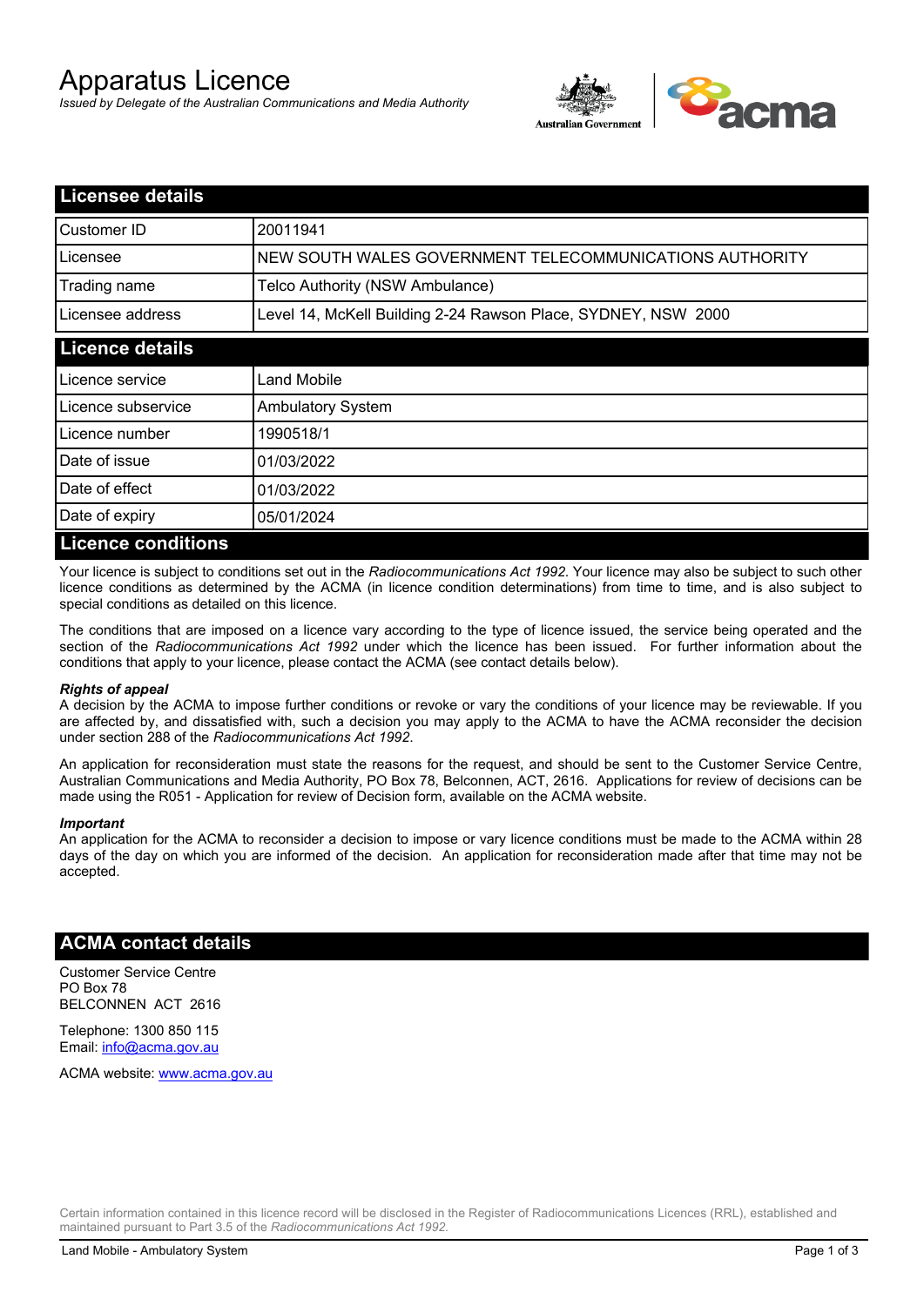# Apparatus Licence

*Issued by Delegate of the Australian Communications and Media Authority*

## Licensee details

| | |
|---|---|
| Customer ID | 20011941 |
| Licensee | NEW SOUTH WALES GOVERNMENT TELECOMMUNICATIONS AUTHORITY |
| Trading name | Telco Authority (NSW Ambulance) |
| Licensee address | Level 14, McKell Building 2-24 Rawson Place, SYDNEY, NSW 2000 |

## Licence details

| | |
|---|---|
| Licence service | Land Mobile |
| Licence subservice | Ambulatory System |
| Licence number | 1990518/1 |
| Date of issue | 01/03/2022 |
| Date of effect | 01/03/2022 |
| Date of expiry | 05/01/2024 |

## Licence conditions

Your licence is subject to conditions set out in the *Radiocommunications Act 1992*. Your licence may also be subject to such other licence conditions as determined by the ACMA (in licence condition determinations) from time to time, and is also subject to special conditions as detailed on this licence.

The conditions that are imposed on a licence vary according to the type of licence issued, the service being operated and the section of the *Radiocommunications Act 1992* under which the licence has been issued. For further information about the conditions that apply to your licence, please contact the ACMA (see contact details below).

***Rights of appeal***

A decision by the ACMA to impose further conditions or revoke or vary the conditions of your licence may be reviewable. If you are affected by, and dissatisfied with, such a decision you may apply to the ACMA to have the ACMA reconsider the decision under section 288 of the *Radiocommunications Act 1992*.

An application for reconsideration must state the reasons for the request, and should be sent to the Customer Service Centre, Australian Communications and Media Authority, PO Box 78, Belconnen, ACT, 2616. Applications for review of decisions can be made using the R051 - Application for review of Decision form, available on the ACMA website.

***Important***

An application for the ACMA to reconsider a decision to impose or vary licence conditions must be made to the ACMA within 28 days of the day on which you are informed of the decision. An application for reconsideration made after that time may not be accepted.

## ACMA contact details

Customer Service Centre
PO Box 78
BELCONNEN ACT 2616

Telephone: 1300 850 115
Email: info@acma.gov.au

ACMA website: www.acma.gov.au

Certain information contained in this licence record will be disclosed in the Register of Radiocommunications Licences (RRL), established and maintained pursuant to Part 3.5 of the *Radiocommunications Act 1992.*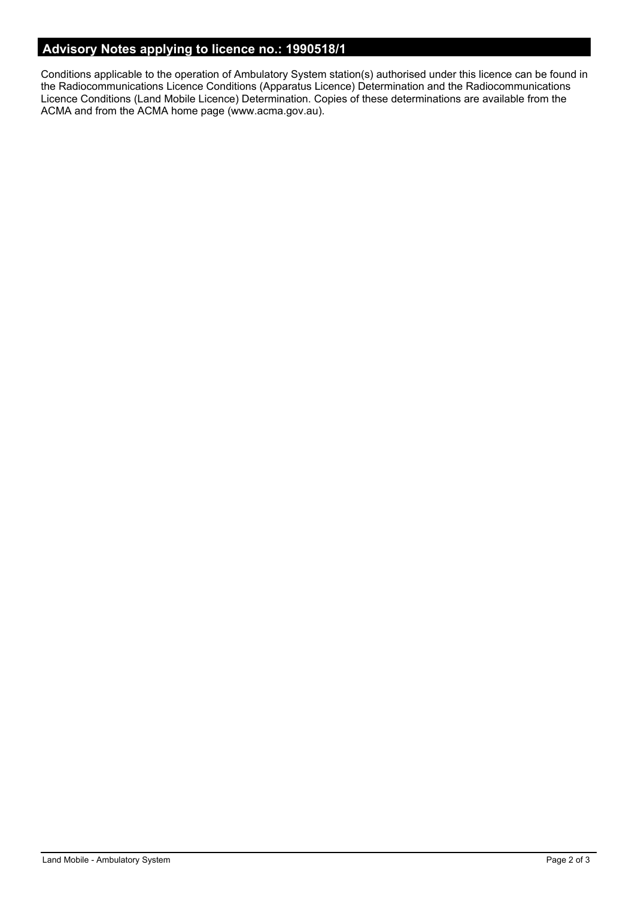## Advisory Notes applying to licence no.: 1990518/1

Conditions applicable to the operation of Ambulatory System station(s) authorised under this licence can be found in the Radiocommunications Licence Conditions (Apparatus Licence) Determination and the Radiocommunications Licence Conditions (Land Mobile Licence) Determination. Copies of these determinations are available from the ACMA and from the ACMA home page (www.acma.gov.au).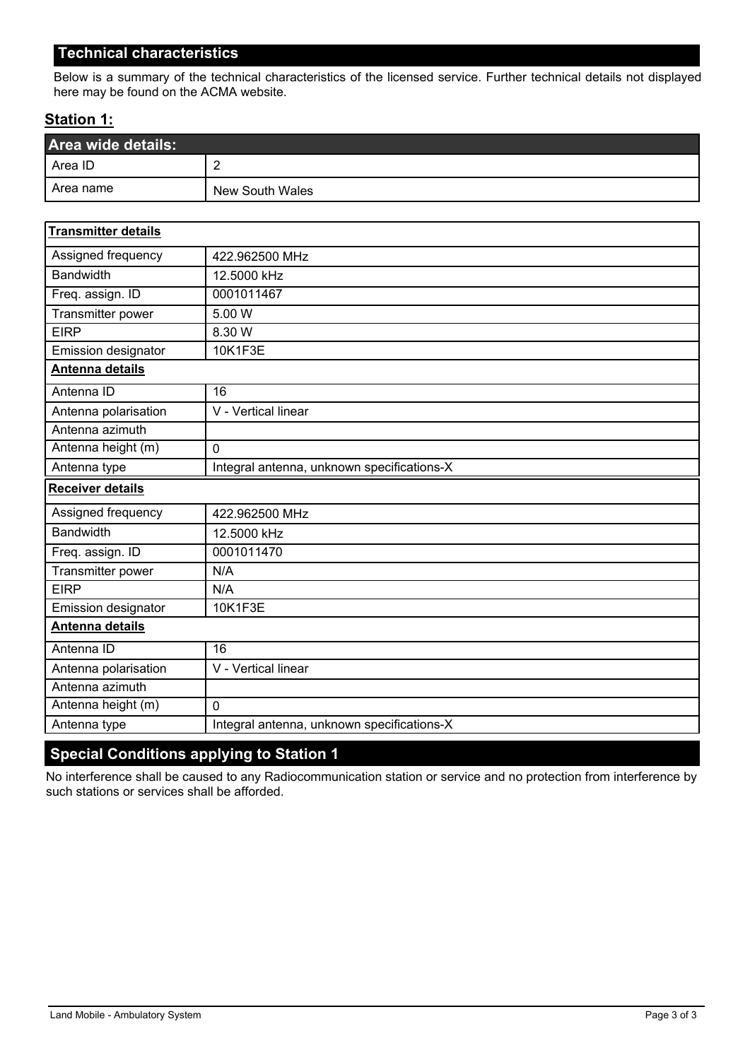## Technical characteristics

Below is a summary of the technical characteristics of the licensed service. Further technical details not displayed here may be found on the ACMA website.

### Station 1:

| Area wide details: | |
|---|---|
| Area ID | 2 |
| Area name | New South Wales |

| Transmitter details | |
|---|---|
| Assigned frequency | 422.962500 MHz |
| Bandwidth | 12.5000 kHz |
| Freq. assign. ID | 0001011467 |
| Transmitter power | 5.00 W |
| EIRP | 8.30 W |
| Emission designator | 10K1F3E |
| **Antenna details** | |
| Antenna ID | 16 |
| Antenna polarisation | V - Vertical linear |
| Antenna azimuth | |
| Antenna height (m) | 0 |
| Antenna type | Integral antenna, unknown specifications-X |

| Receiver details | |
|---|---|
| Assigned frequency | 422.962500 MHz |
| Bandwidth | 12.5000 kHz |
| Freq. assign. ID | 0001011470 |
| Transmitter power | N/A |
| EIRP | N/A |
| Emission designator | 10K1F3E |
| **Antenna details** | |
| Antenna ID | 16 |
| Antenna polarisation | V - Vertical linear |
| Antenna azimuth | |
| Antenna height (m) | 0 |
| Antenna type | Integral antenna, unknown specifications-X |

## Special Conditions applying to Station 1

No interference shall be caused to any Radiocommunication station or service and no protection from interference by such stations or services shall be afforded.